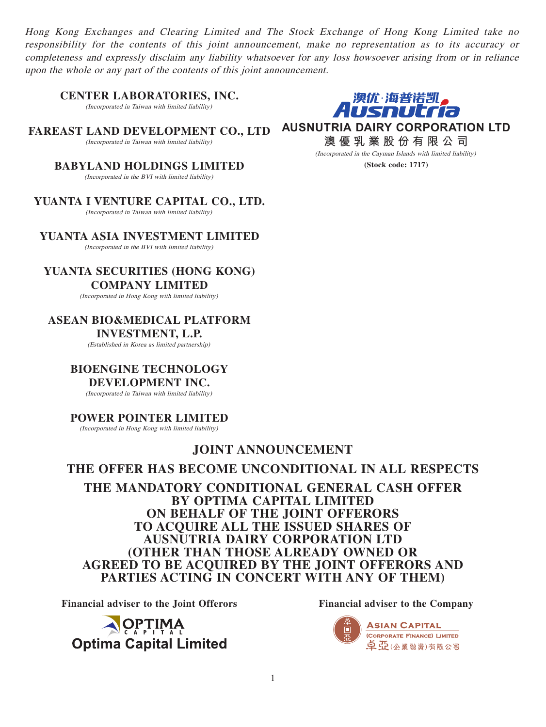*Hong Kong Exchanges and Clearing Limited and The Stock Exchange of Hong Kong Limited take no responsibility for the contents of this joint announcement, make no representation as to its accuracy or completeness and expressly disclaim any liability whatsoever for any loss howsoever arising from or in reliance upon the whole or any part of the contents of this joint announcement.*

**CENTER LABORATORIES, INC.**
*(Incorporated in Taiwan with limited liability)*

**FAREAST LAND DEVELOPMENT CO., LTD**
*(Incorporated in Taiwan with limited liability)*

**BABYLAND HOLDINGS LIMITED**
*(Incorporated in the BVI with limited liability)*

**YUANTA I VENTURE CAPITAL CO., LTD.**
*(Incorporated in Taiwan with limited liability)*

**YUANTA ASIA INVESTMENT LIMITED**
*(Incorporated in the BVI with limited liability)*

**YUANTA SECURITIES (HONG KONG) COMPANY LIMITED**
*(Incorporated in Hong Kong with limited liability)*

**ASEAN BIO&MEDICAL PLATFORM INVESTMENT, L.P.**
*(Established in Korea as limited partnership)*

**BIOENGINE TECHNOLOGY DEVELOPMENT INC.**
*(Incorporated in Taiwan with limited liability)*

**POWER POINTER LIMITED**
*(Incorporated in Hong Kong with limited liability)*

澳优·海普诺凯 Ausnutria

**AUSNUTRIA DAIRY CORPORATION LTD**
**澳優乳業股份有限公司**
*(Incorporated in the Cayman Islands with limited liability)*
**(Stock code: 1717)**

# JOINT ANNOUNCEMENT

# THE OFFER HAS BECOME UNCONDITIONAL IN ALL RESPECTS

# THE MANDATORY CONDITIONAL GENERAL CASH OFFER BY OPTIMA CAPITAL LIMITED ON BEHALF OF THE JOINT OFFERORS TO ACQUIRE ALL THE ISSUED SHARES OF AUSNUTRIA DAIRY CORPORATION LTD (OTHER THAN THOSE ALREADY OWNED OR AGREED TO BE ACQUIRED BY THE JOINT OFFERORS AND PARTIES ACTING IN CONCERT WITH ANY OF THEM)

**Financial adviser to the Joint Offerors**

Optima Capital Limited

**Financial adviser to the Company**

Asian Capital (Corporate Finance) Limited
卓亞(企業融資)有限公司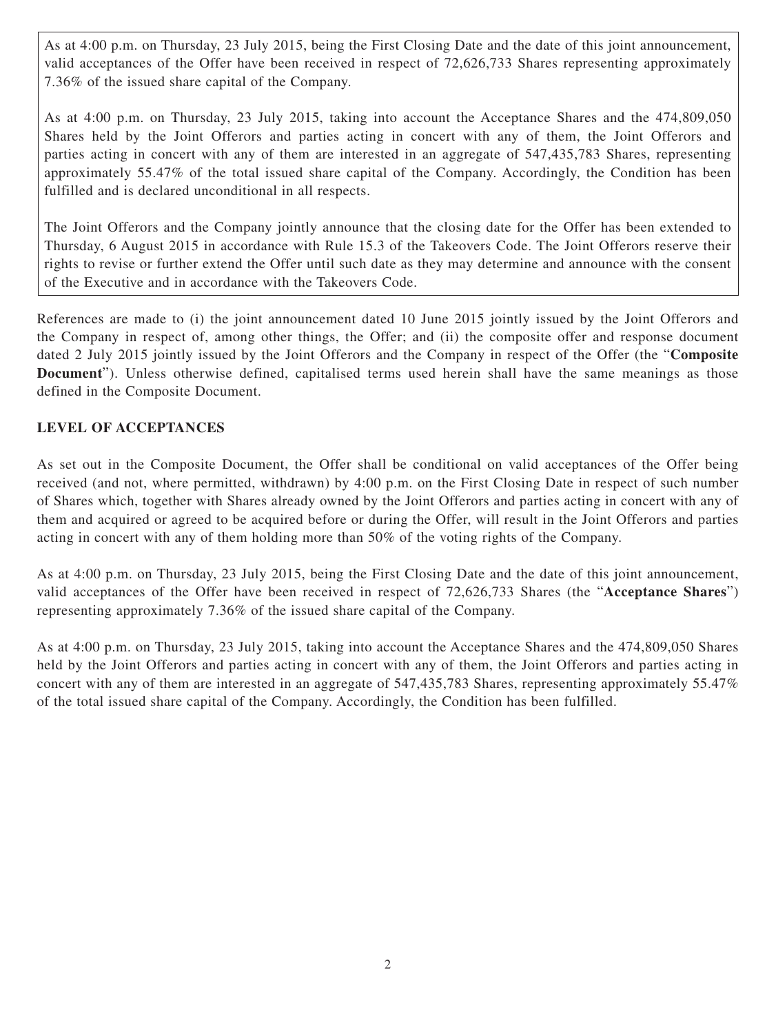As at 4:00 p.m. on Thursday, 23 July 2015, being the First Closing Date and the date of this joint announcement, valid acceptances of the Offer have been received in respect of 72,626,733 Shares representing approximately 7.36% of the issued share capital of the Company.

As at 4:00 p.m. on Thursday, 23 July 2015, taking into account the Acceptance Shares and the 474,809,050 Shares held by the Joint Offerors and parties acting in concert with any of them, the Joint Offerors and parties acting in concert with any of them are interested in an aggregate of 547,435,783 Shares, representing approximately 55.47% of the total issued share capital of the Company. Accordingly, the Condition has been fulfilled and is declared unconditional in all respects.

The Joint Offerors and the Company jointly announce that the closing date for the Offer has been extended to Thursday, 6 August 2015 in accordance with Rule 15.3 of the Takeovers Code. The Joint Offerors reserve their rights to revise or further extend the Offer until such date as they may determine and announce with the consent of the Executive and in accordance with the Takeovers Code.

References are made to (i) the joint announcement dated 10 June 2015 jointly issued by the Joint Offerors and the Company in respect of, among other things, the Offer; and (ii) the composite offer and response document dated 2 July 2015 jointly issued by the Joint Offerors and the Company in respect of the Offer (the "**Composite Document**"). Unless otherwise defined, capitalised terms used herein shall have the same meanings as those defined in the Composite Document.

## LEVEL OF ACCEPTANCES

As set out in the Composite Document, the Offer shall be conditional on valid acceptances of the Offer being received (and not, where permitted, withdrawn) by 4:00 p.m. on the First Closing Date in respect of such number of Shares which, together with Shares already owned by the Joint Offerors and parties acting in concert with any of them and acquired or agreed to be acquired before or during the Offer, will result in the Joint Offerors and parties acting in concert with any of them holding more than 50% of the voting rights of the Company.

As at 4:00 p.m. on Thursday, 23 July 2015, being the First Closing Date and the date of this joint announcement, valid acceptances of the Offer have been received in respect of 72,626,733 Shares (the "**Acceptance Shares**") representing approximately 7.36% of the issued share capital of the Company.

As at 4:00 p.m. on Thursday, 23 July 2015, taking into account the Acceptance Shares and the 474,809,050 Shares held by the Joint Offerors and parties acting in concert with any of them, the Joint Offerors and parties acting in concert with any of them are interested in an aggregate of 547,435,783 Shares, representing approximately 55.47% of the total issued share capital of the Company. Accordingly, the Condition has been fulfilled.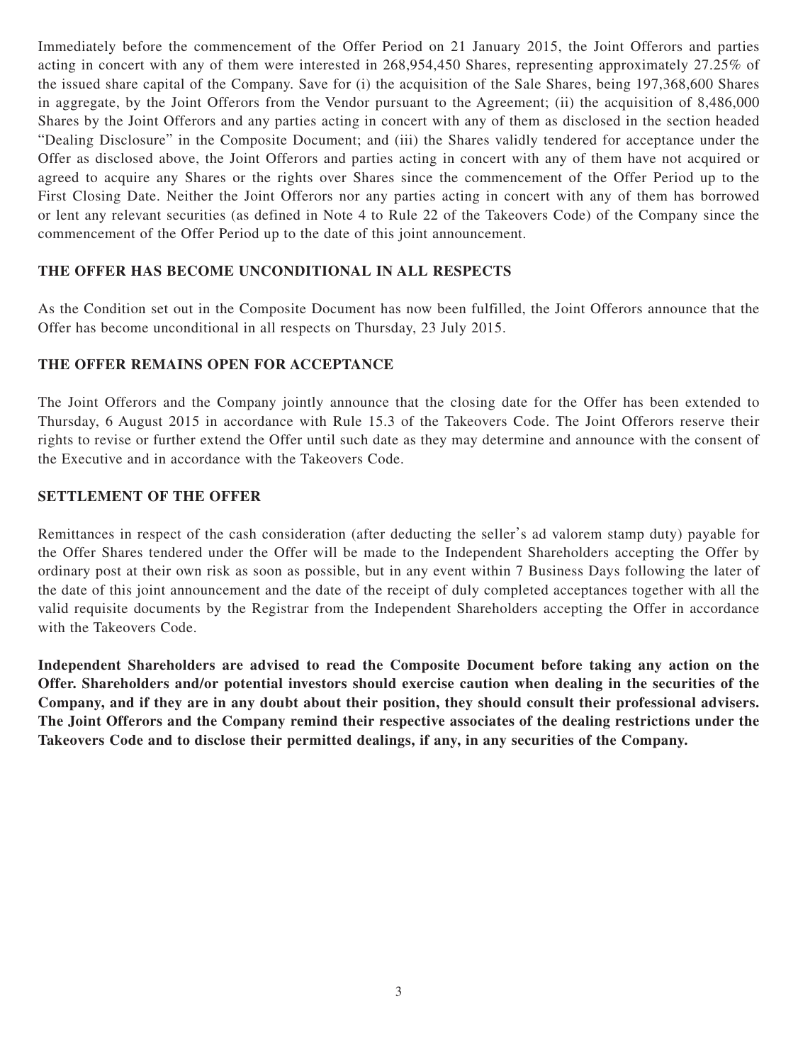Immediately before the commencement of the Offer Period on 21 January 2015, the Joint Offerors and parties acting in concert with any of them were interested in 268,954,450 Shares, representing approximately 27.25% of the issued share capital of the Company. Save for (i) the acquisition of the Sale Shares, being 197,368,600 Shares in aggregate, by the Joint Offerors from the Vendor pursuant to the Agreement; (ii) the acquisition of 8,486,000 Shares by the Joint Offerors and any parties acting in concert with any of them as disclosed in the section headed "Dealing Disclosure" in the Composite Document; and (iii) the Shares validly tendered for acceptance under the Offer as disclosed above, the Joint Offerors and parties acting in concert with any of them have not acquired or agreed to acquire any Shares or the rights over Shares since the commencement of the Offer Period up to the First Closing Date. Neither the Joint Offerors nor any parties acting in concert with any of them has borrowed or lent any relevant securities (as defined in Note 4 to Rule 22 of the Takeovers Code) of the Company since the commencement of the Offer Period up to the date of this joint announcement.

## THE OFFER HAS BECOME UNCONDITIONAL IN ALL RESPECTS

As the Condition set out in the Composite Document has now been fulfilled, the Joint Offerors announce that the Offer has become unconditional in all respects on Thursday, 23 July 2015.

## THE OFFER REMAINS OPEN FOR ACCEPTANCE

The Joint Offerors and the Company jointly announce that the closing date for the Offer has been extended to Thursday, 6 August 2015 in accordance with Rule 15.3 of the Takeovers Code. The Joint Offerors reserve their rights to revise or further extend the Offer until such date as they may determine and announce with the consent of the Executive and in accordance with the Takeovers Code.

## SETTLEMENT OF THE OFFER

Remittances in respect of the cash consideration (after deducting the seller's ad valorem stamp duty) payable for the Offer Shares tendered under the Offer will be made to the Independent Shareholders accepting the Offer by ordinary post at their own risk as soon as possible, but in any event within 7 Business Days following the later of the date of this joint announcement and the date of the receipt of duly completed acceptances together with all the valid requisite documents by the Registrar from the Independent Shareholders accepting the Offer in accordance with the Takeovers Code.

**Independent Shareholders are advised to read the Composite Document before taking any action on the Offer. Shareholders and/or potential investors should exercise caution when dealing in the securities of the Company, and if they are in any doubt about their position, they should consult their professional advisers. The Joint Offerors and the Company remind their respective associates of the dealing restrictions under the Takeovers Code and to disclose their permitted dealings, if any, in any securities of the Company.**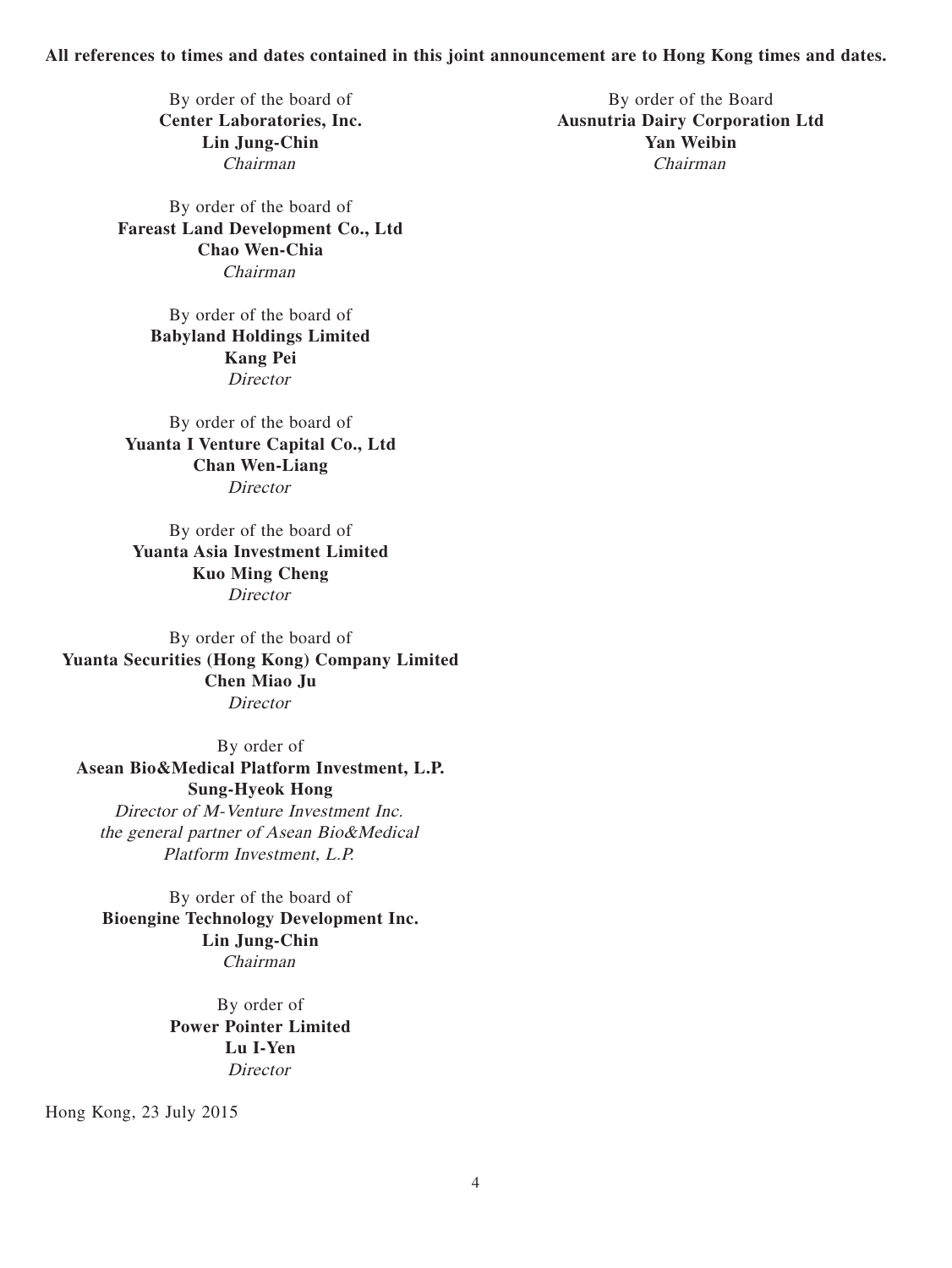**All references to times and dates contained in this joint announcement are to Hong Kong times and dates.**

By order of the board of
**Center Laboratories, Inc.**
**Lin Jung-Chin**
*Chairman*

By order of the board of
**Fareast Land Development Co., Ltd**
**Chao Wen-Chia**
*Chairman*

By order of the board of
**Babyland Holdings Limited**
**Kang Pei**
*Director*

By order of the board of
**Yuanta I Venture Capital Co., Ltd**
**Chan Wen-Liang**
*Director*

By order of the board of
**Yuanta Asia Investment Limited**
**Kuo Ming Cheng**
*Director*

By order of the board of
**Yuanta Securities (Hong Kong) Company Limited**
**Chen Miao Ju**
*Director*

By order of
**Asean Bio&Medical Platform Investment, L.P.**
**Sung-Hyeok Hong**
*Director of M-Venture Investment Inc. the general partner of Asean Bio&Medical Platform Investment, L.P.*

By order of the board of
**Bioengine Technology Development Inc.**
**Lin Jung-Chin**
*Chairman*

By order of
**Power Pointer Limited**
**Lu I-Yen**
*Director*

By order of the Board
**Ausnutria Dairy Corporation Ltd**
**Yan Weibin**
*Chairman*

Hong Kong, 23 July 2015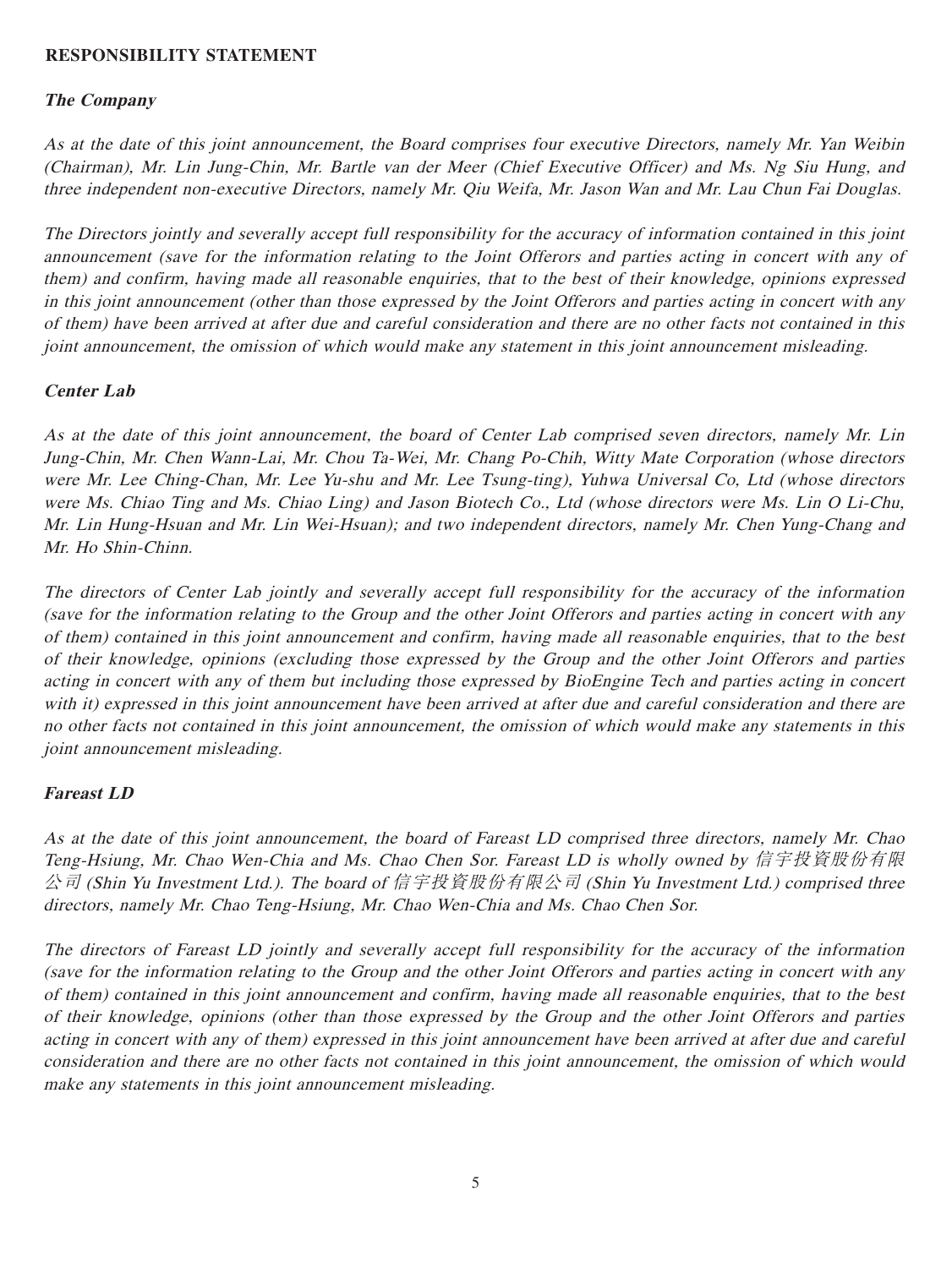**RESPONSIBILITY STATEMENT**

***The Company***

*As at the date of this joint announcement, the Board comprises four executive Directors, namely Mr. Yan Weibin (Chairman), Mr. Lin Jung-Chin, Mr. Bartle van der Meer (Chief Executive Officer) and Ms. Ng Siu Hung, and three independent non-executive Directors, namely Mr. Qiu Weifa, Mr. Jason Wan and Mr. Lau Chun Fai Douglas.*

*The Directors jointly and severally accept full responsibility for the accuracy of information contained in this joint announcement (save for the information relating to the Joint Offerors and parties acting in concert with any of them) and confirm, having made all reasonable enquiries, that to the best of their knowledge, opinions expressed in this joint announcement (other than those expressed by the Joint Offerors and parties acting in concert with any of them) have been arrived at after due and careful consideration and there are no other facts not contained in this joint announcement, the omission of which would make any statement in this joint announcement misleading.*

***Center Lab***

*As at the date of this joint announcement, the board of Center Lab comprised seven directors, namely Mr. Lin Jung-Chin, Mr. Chen Wann-Lai, Mr. Chou Ta-Wei, Mr. Chang Po-Chih, Witty Mate Corporation (whose directors were Mr. Lee Ching-Chan, Mr. Lee Yu-shu and Mr. Lee Tsung-ting), Yuhwa Universal Co, Ltd (whose directors were Ms. Chiao Ting and Ms. Chiao Ling) and Jason Biotech Co., Ltd (whose directors were Ms. Lin O Li-Chu, Mr. Lin Hung-Hsuan and Mr. Lin Wei-Hsuan); and two independent directors, namely Mr. Chen Yung-Chang and Mr. Ho Shin-Chinn.*

*The directors of Center Lab jointly and severally accept full responsibility for the accuracy of the information (save for the information relating to the Group and the other Joint Offerors and parties acting in concert with any of them) contained in this joint announcement and confirm, having made all reasonable enquiries, that to the best of their knowledge, opinions (excluding those expressed by the Group and the other Joint Offerors and parties acting in concert with any of them but including those expressed by BioEngine Tech and parties acting in concert with it) expressed in this joint announcement have been arrived at after due and careful consideration and there are no other facts not contained in this joint announcement, the omission of which would make any statements in this joint announcement misleading.*

***Fareast LD***

*As at the date of this joint announcement, the board of Fareast LD comprised three directors, namely Mr. Chao Teng-Hsiung, Mr. Chao Wen-Chia and Ms. Chao Chen Sor. Fareast LD is wholly owned by 信宇投資股份有限公司 (Shin Yu Investment Ltd.). The board of 信宇投資股份有限公司 (Shin Yu Investment Ltd.) comprised three directors, namely Mr. Chao Teng-Hsiung, Mr. Chao Wen-Chia and Ms. Chao Chen Sor.*

*The directors of Fareast LD jointly and severally accept full responsibility for the accuracy of the information (save for the information relating to the Group and the other Joint Offerors and parties acting in concert with any of them) contained in this joint announcement and confirm, having made all reasonable enquiries, that to the best of their knowledge, opinions (other than those expressed by the Group and the other Joint Offerors and parties acting in concert with any of them) expressed in this joint announcement have been arrived at after due and careful consideration and there are no other facts not contained in this joint announcement, the omission of which would make any statements in this joint announcement misleading.*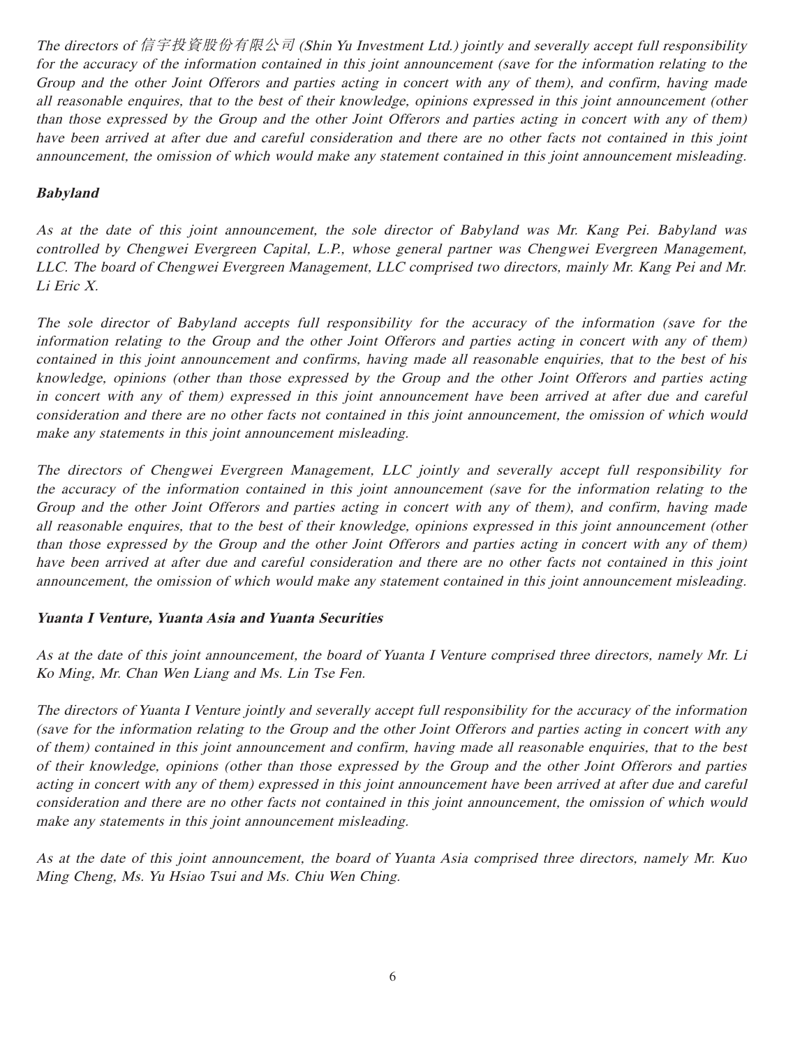*The directors of 信宇投資股份有限公司 (Shin Yu Investment Ltd.) jointly and severally accept full responsibility for the accuracy of the information contained in this joint announcement (save for the information relating to the Group and the other Joint Offerors and parties acting in concert with any of them), and confirm, having made all reasonable enquires, that to the best of their knowledge, opinions expressed in this joint announcement (other than those expressed by the Group and the other Joint Offerors and parties acting in concert with any of them) have been arrived at after due and careful consideration and there are no other facts not contained in this joint announcement, the omission of which would make any statement contained in this joint announcement misleading.*

***Babyland***

*As at the date of this joint announcement, the sole director of Babyland was Mr. Kang Pei. Babyland was controlled by Chengwei Evergreen Capital, L.P., whose general partner was Chengwei Evergreen Management, LLC. The board of Chengwei Evergreen Management, LLC comprised two directors, mainly Mr. Kang Pei and Mr. Li Eric X.*

*The sole director of Babyland accepts full responsibility for the accuracy of the information (save for the information relating to the Group and the other Joint Offerors and parties acting in concert with any of them) contained in this joint announcement and confirms, having made all reasonable enquiries, that to the best of his knowledge, opinions (other than those expressed by the Group and the other Joint Offerors and parties acting in concert with any of them) expressed in this joint announcement have been arrived at after due and careful consideration and there are no other facts not contained in this joint announcement, the omission of which would make any statements in this joint announcement misleading.*

*The directors of Chengwei Evergreen Management, LLC jointly and severally accept full responsibility for the accuracy of the information contained in this joint announcement (save for the information relating to the Group and the other Joint Offerors and parties acting in concert with any of them), and confirm, having made all reasonable enquires, that to the best of their knowledge, opinions expressed in this joint announcement (other than those expressed by the Group and the other Joint Offerors and parties acting in concert with any of them) have been arrived at after due and careful consideration and there are no other facts not contained in this joint announcement, the omission of which would make any statement contained in this joint announcement misleading.*

***Yuanta I Venture, Yuanta Asia and Yuanta Securities***

*As at the date of this joint announcement, the board of Yuanta I Venture comprised three directors, namely Mr. Li Ko Ming, Mr. Chan Wen Liang and Ms. Lin Tse Fen.*

*The directors of Yuanta I Venture jointly and severally accept full responsibility for the accuracy of the information (save for the information relating to the Group and the other Joint Offerors and parties acting in concert with any of them) contained in this joint announcement and confirm, having made all reasonable enquiries, that to the best of their knowledge, opinions (other than those expressed by the Group and the other Joint Offerors and parties acting in concert with any of them) expressed in this joint announcement have been arrived at after due and careful consideration and there are no other facts not contained in this joint announcement, the omission of which would make any statements in this joint announcement misleading.*

*As at the date of this joint announcement, the board of Yuanta Asia comprised three directors, namely Mr. Kuo Ming Cheng, Ms. Yu Hsiao Tsui and Ms. Chiu Wen Ching.*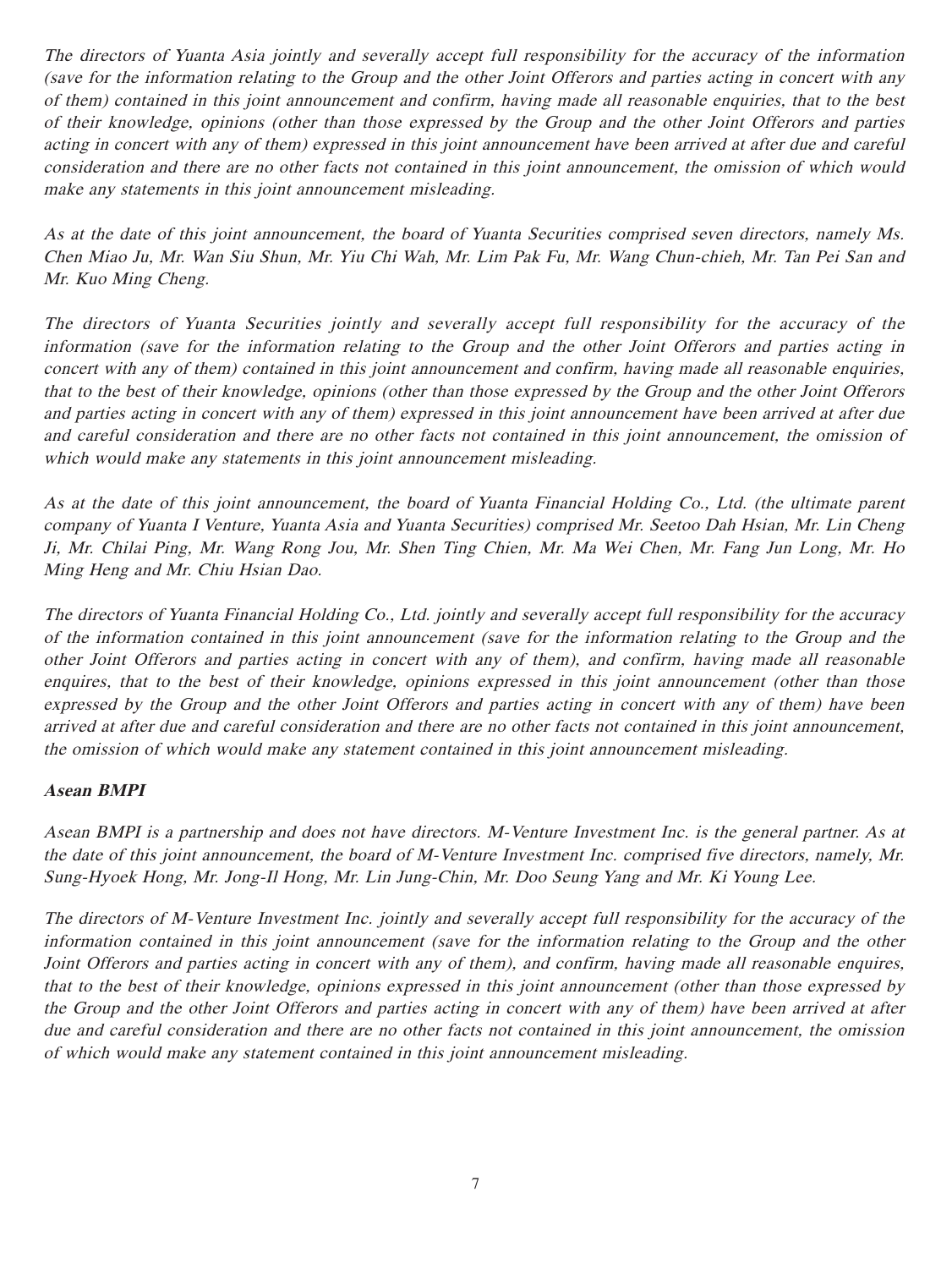*The directors of Yuanta Asia jointly and severally accept full responsibility for the accuracy of the information (save for the information relating to the Group and the other Joint Offerors and parties acting in concert with any of them) contained in this joint announcement and confirm, having made all reasonable enquiries, that to the best of their knowledge, opinions (other than those expressed by the Group and the other Joint Offerors and parties acting in concert with any of them) expressed in this joint announcement have been arrived at after due and careful consideration and there are no other facts not contained in this joint announcement, the omission of which would make any statements in this joint announcement misleading.*

*As at the date of this joint announcement, the board of Yuanta Securities comprised seven directors, namely Ms. Chen Miao Ju, Mr. Wan Siu Shun, Mr. Yiu Chi Wah, Mr. Lim Pak Fu, Mr. Wang Chun-chieh, Mr. Tan Pei San and Mr. Kuo Ming Cheng.*

*The directors of Yuanta Securities jointly and severally accept full responsibility for the accuracy of the information (save for the information relating to the Group and the other Joint Offerors and parties acting in concert with any of them) contained in this joint announcement and confirm, having made all reasonable enquiries, that to the best of their knowledge, opinions (other than those expressed by the Group and the other Joint Offerors and parties acting in concert with any of them) expressed in this joint announcement have been arrived at after due and careful consideration and there are no other facts not contained in this joint announcement, the omission of which would make any statements in this joint announcement misleading.*

*As at the date of this joint announcement, the board of Yuanta Financial Holding Co., Ltd. (the ultimate parent company of Yuanta I Venture, Yuanta Asia and Yuanta Securities) comprised Mr. Seetoo Dah Hsian, Mr. Lin Cheng Ji, Mr. Chilai Ping, Mr. Wang Rong Jou, Mr. Shen Ting Chien, Mr. Ma Wei Chen, Mr. Fang Jun Long, Mr. Ho Ming Heng and Mr. Chiu Hsian Dao.*

*The directors of Yuanta Financial Holding Co., Ltd. jointly and severally accept full responsibility for the accuracy of the information contained in this joint announcement (save for the information relating to the Group and the other Joint Offerors and parties acting in concert with any of them), and confirm, having made all reasonable enquires, that to the best of their knowledge, opinions expressed in this joint announcement (other than those expressed by the Group and the other Joint Offerors and parties acting in concert with any of them) have been arrived at after due and careful consideration and there are no other facts not contained in this joint announcement, the omission of which would make any statement contained in this joint announcement misleading.*

***Asean BMPI***

*Asean BMPI is a partnership and does not have directors. M-Venture Investment Inc. is the general partner. As at the date of this joint announcement, the board of M-Venture Investment Inc. comprised five directors, namely, Mr. Sung-Hyoek Hong, Mr. Jong-Il Hong, Mr. Lin Jung-Chin, Mr. Doo Seung Yang and Mr. Ki Young Lee.*

*The directors of M-Venture Investment Inc. jointly and severally accept full responsibility for the accuracy of the information contained in this joint announcement (save for the information relating to the Group and the other Joint Offerors and parties acting in concert with any of them), and confirm, having made all reasonable enquires, that to the best of their knowledge, opinions expressed in this joint announcement (other than those expressed by the Group and the other Joint Offerors and parties acting in concert with any of them) have been arrived at after due and careful consideration and there are no other facts not contained in this joint announcement, the omission of which would make any statement contained in this joint announcement misleading.*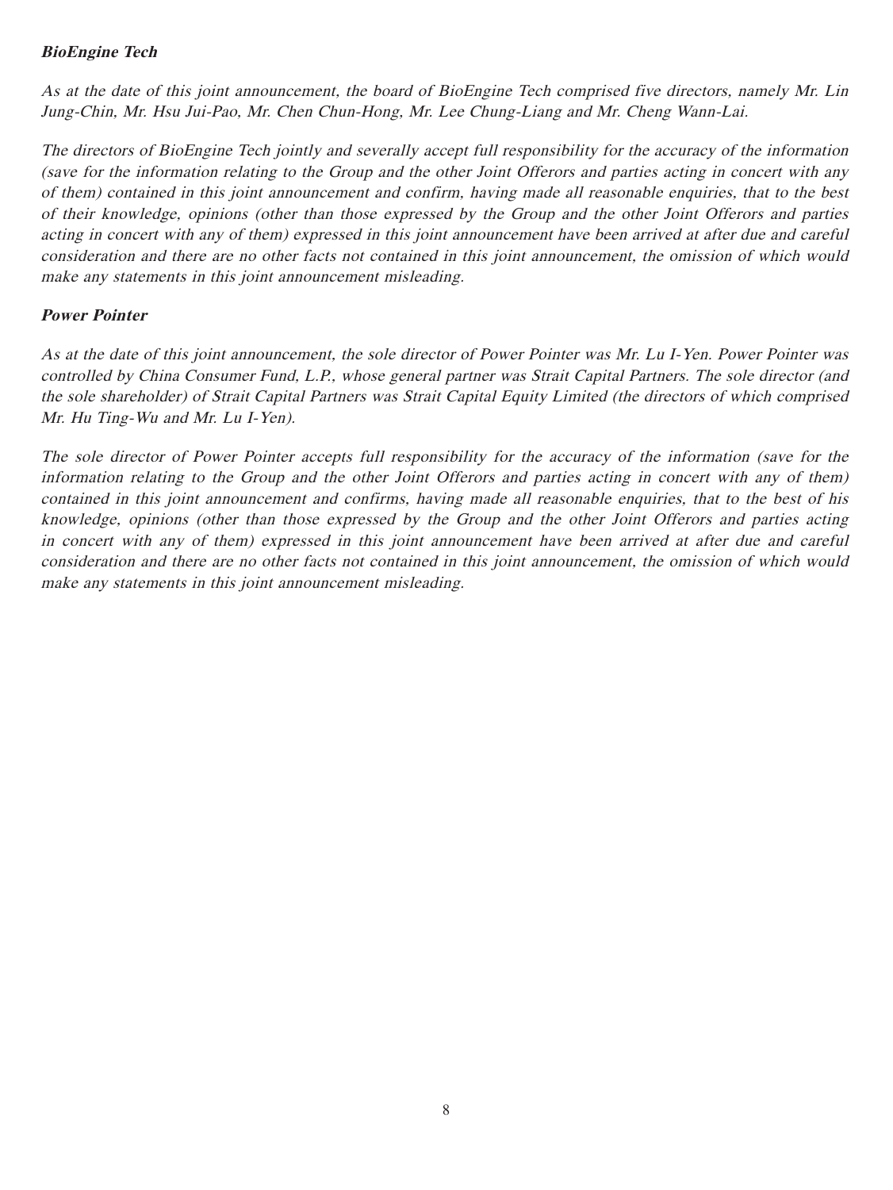***BioEngine Tech***

*As at the date of this joint announcement, the board of BioEngine Tech comprised five directors, namely Mr. Lin Jung-Chin, Mr. Hsu Jui-Pao, Mr. Chen Chun-Hong, Mr. Lee Chung-Liang and Mr. Cheng Wann-Lai.*

*The directors of BioEngine Tech jointly and severally accept full responsibility for the accuracy of the information (save for the information relating to the Group and the other Joint Offerors and parties acting in concert with any of them) contained in this joint announcement and confirm, having made all reasonable enquiries, that to the best of their knowledge, opinions (other than those expressed by the Group and the other Joint Offerors and parties acting in concert with any of them) expressed in this joint announcement have been arrived at after due and careful consideration and there are no other facts not contained in this joint announcement, the omission of which would make any statements in this joint announcement misleading.*

***Power Pointer***

*As at the date of this joint announcement, the sole director of Power Pointer was Mr. Lu I-Yen. Power Pointer was controlled by China Consumer Fund, L.P., whose general partner was Strait Capital Partners. The sole director (and the sole shareholder) of Strait Capital Partners was Strait Capital Equity Limited (the directors of which comprised Mr. Hu Ting-Wu and Mr. Lu I-Yen).*

*The sole director of Power Pointer accepts full responsibility for the accuracy of the information (save for the information relating to the Group and the other Joint Offerors and parties acting in concert with any of them) contained in this joint announcement and confirms, having made all reasonable enquiries, that to the best of his knowledge, opinions (other than those expressed by the Group and the other Joint Offerors and parties acting in concert with any of them) expressed in this joint announcement have been arrived at after due and careful consideration and there are no other facts not contained in this joint announcement, the omission of which would make any statements in this joint announcement misleading.*